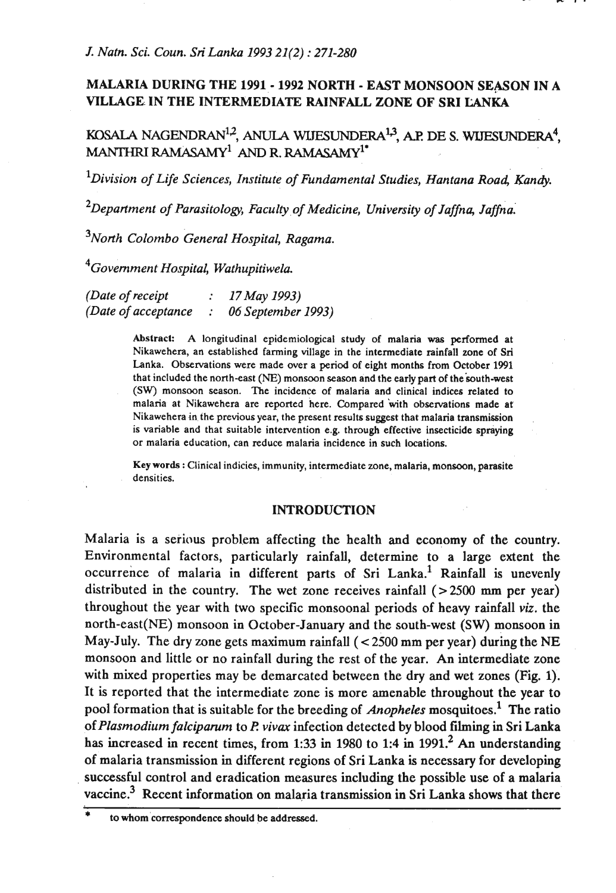# MALARIA DURING THE 1991 - 1992 NORTH - EAST MONSOON SEASON IN A VILLAGE IN THE INTERMEDIATE RAINFALL ZONE OF SRI LANKA

KOSALA NAGENDRAN[1,2], ANULA WIJESUNDERA[1,3], A.P. DE S. WIJESUNDERA[4], MANTHRI RAMASAMY[1] AND R. RAMASAMY[1*]

[1]*Division of Life Sciences, Institute of Fundamental Studies, Hantana Road, Kandy.*

[2]*Department of Parasitology, Faculty of Medicine, University of Jaffna, Jaffna.*

[3]*North Colombo General Hospital, Ragama.*

[4]*Government Hospital, Wathupitiwela.*

*(Date of receipt : 17 May 1993)*
*(Date of acceptance : 06 September 1993)*

**Abstract:** A longitudinal epidemiological study of malaria was performed at Nikawehera, an established farming village in the intermediate rainfall zone of Sri Lanka. Observations were made over a period of eight months from October 1991 that included the north-east (NE) monsoon season and the early part of the south-west (SW) monsoon season. The incidence of malaria and clinical indices related to malaria at Nikawehera are reported here. Compared with observations made at Nikawehera in the previous year, the present results suggest that malaria transmission is variable and that suitable intervention e.g. through effective insecticide spraying or malaria education, can reduce malaria incidence in such locations.

**Key words :** Clinical indicies, immunity, intermediate zone, malaria, monsoon, parasite densities.

## INTRODUCTION

Malaria is a serious problem affecting the health and economy of the country. Environmental factors, particularly rainfall, determine to a large extent the occurrence of malaria in different parts of Sri Lanka.[1] Rainfall is unevenly distributed in the country. The wet zone receives rainfall (> 2500 mm per year) throughout the year with two specific monsoonal periods of heavy rainfall *viz.* the north-east(NE) monsoon in October-January and the south-west (SW) monsoon in May-July. The dry zone gets maximum rainfall (< 2500 mm per year) during the NE monsoon and little or no rainfall during the rest of the year. An intermediate zone with mixed properties may be demarcated between the dry and wet zones (Fig. 1). It is reported that the intermediate zone is more amenable throughout the year to pool formation that is suitable for the breeding of *Anopheles* mosquitoes.[1] The ratio of *Plasmodium falciparum* to *P. vivax* infection detected by blood filming in Sri Lanka has increased in recent times, from 1:33 in 1980 to 1:4 in 1991.[2] An understanding of malaria transmission in different regions of Sri Lanka is necessary for developing successful control and eradication measures including the possible use of a malaria vaccine.[3] Recent information on malaria transmission in Sri Lanka shows that there

\* to whom correspondence should be addressed.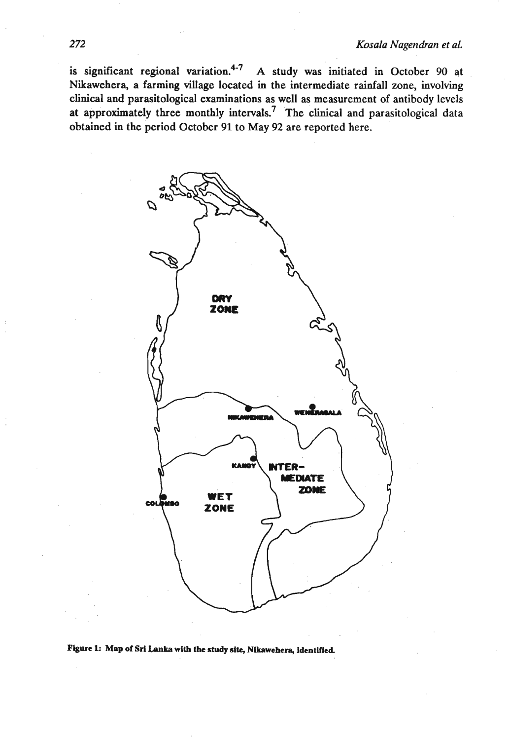is significant regional variation.[4-7] A study was initiated in October 90 at Nikawehera, a farming village located in the intermediate rainfall zone, involving clinical and parasitological examinations as well as measurement of antibody levels at approximately three monthly intervals.[7] The clinical and parasitological data obtained in the period October 91 to May 92 are reported here.

**Figure 1: Map of Sri Lanka with the study site, Nikawehera, identified.**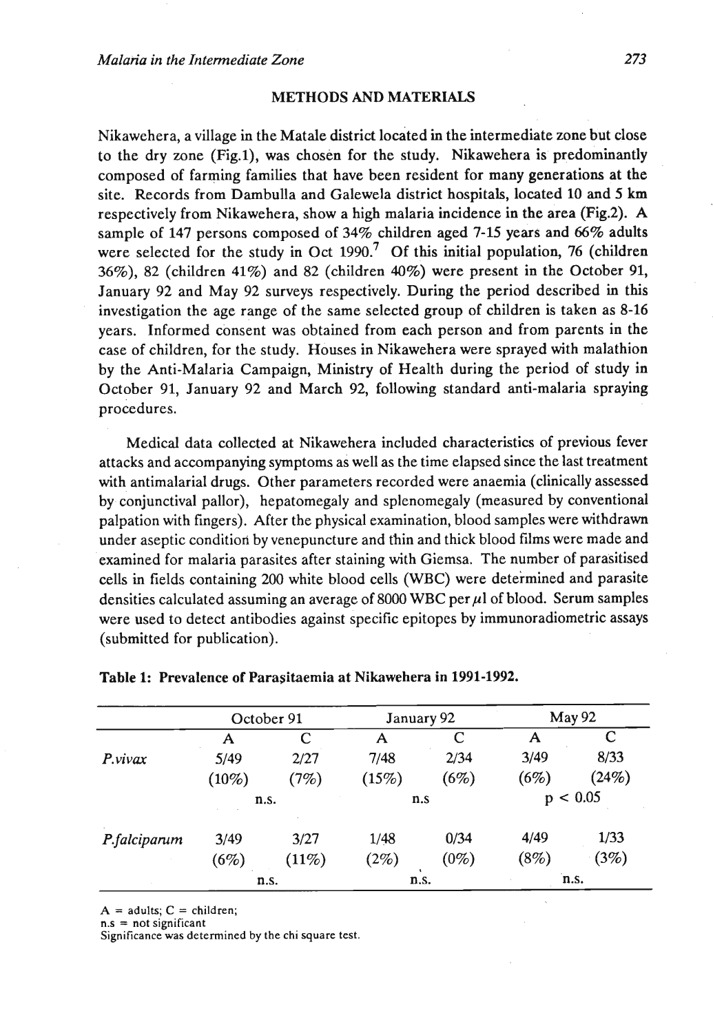## METHODS AND MATERIALS

Nikawehera, a village in the Matale district located in the intermediate zone but close to the dry zone (Fig.1), was chosen for the study. Nikawehera is predominantly composed of farming families that have been resident for many generations at the site. Records from Dambulla and Galewela district hospitals, located 10 and 5 km respectively from Nikawehera, show a high malaria incidence in the area (Fig.2). A sample of 147 persons composed of 34% children aged 7-15 years and 66% adults were selected for the study in Oct 1990.[7] Of this initial population, 76 (children 36%), 82 (children 41%) and 82 (children 40%) were present in the October 91, January 92 and May 92 surveys respectively. During the period described in this investigation the age range of the same selected group of children is taken as 8-16 years. Informed consent was obtained from each person and from parents in the case of children, for the study. Houses in Nikawehera were sprayed with malathion by the Anti-Malaria Campaign, Ministry of Health during the period of study in October 91, January 92 and March 92, following standard anti-malaria spraying procedures.

Medical data collected at Nikawehera included characteristics of previous fever attacks and accompanying symptoms as well as the time elapsed since the last treatment with antimalarial drugs. Other parameters recorded were anaemia (clinically assessed by conjunctival pallor), hepatomegaly and splenomegaly (measured by conventional palpation with fingers). After the physical examination, blood samples were withdrawn under aseptic condition by venepuncture and thin and thick blood films were made and examined for malaria parasites after staining with Giemsa. The number of parasitised cells in fields containing 200 white blood cells (WBC) were determined and parasite densities calculated assuming an average of 8000 WBC per $\mu$l of blood. Serum samples were used to detect antibodies against specific epitopes by immunoradiometric assays (submitted for publication).

**Table 1: Prevalence of Parasitaemia at Nikawehera in 1991-1992.**

| | October 91 | | January 92 | | May 92 | |
|---|---|---|---|---|---|---|
| | A | C | A | C | A | C |
| *P.vivax* | 5/49 (10%) | 2/27 (7%) | 7/48 (15%) | 2/34 (6%) | 3/49 (6%) | 8/33 (24%) |
| | n.s. | | n.s | | $p < 0.05$ | |
| *P.falciparum* | 3/49 (6%) | 3/27 (11%) | 1/48 (2%) | 0/34 (0%) | 4/49 (8%) | 1/33 (3%) |
| | n.s. | | n.s. | | n.s. | |

A = adults; C = children;
n.s = not significant
Significance was determined by the chi square test.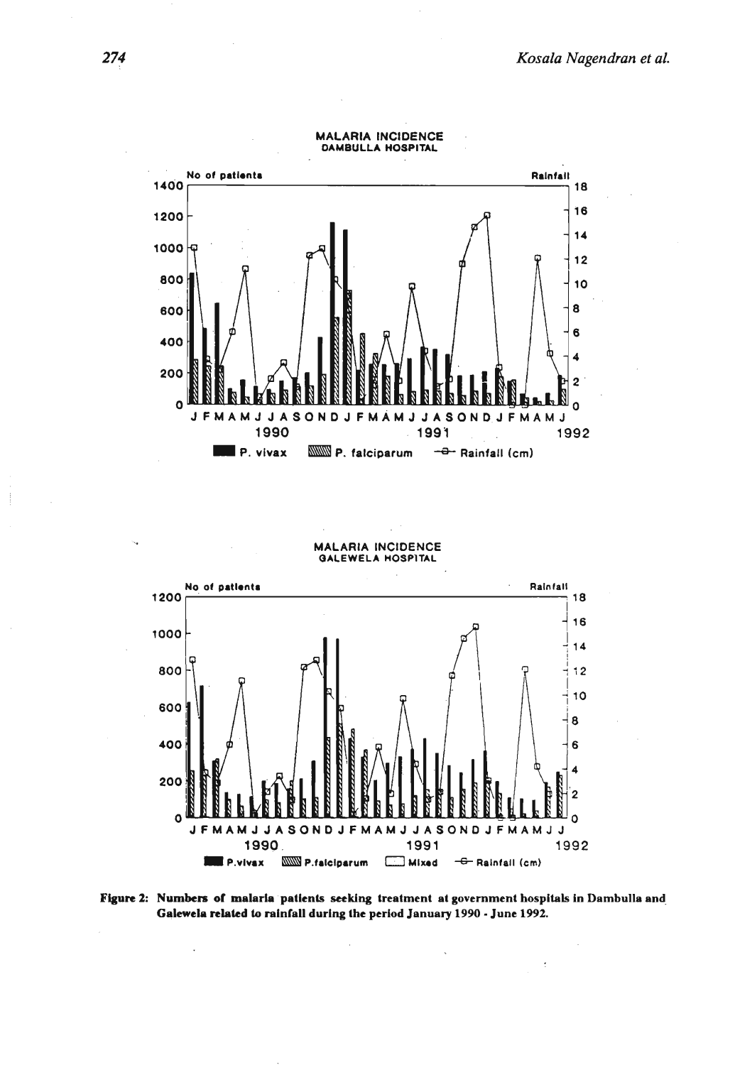Figure 2: Numbers of malaria patients seeking treatment at government hospitals in Dambulla and Galewela related to rainfall during the period January 1990 - June 1992.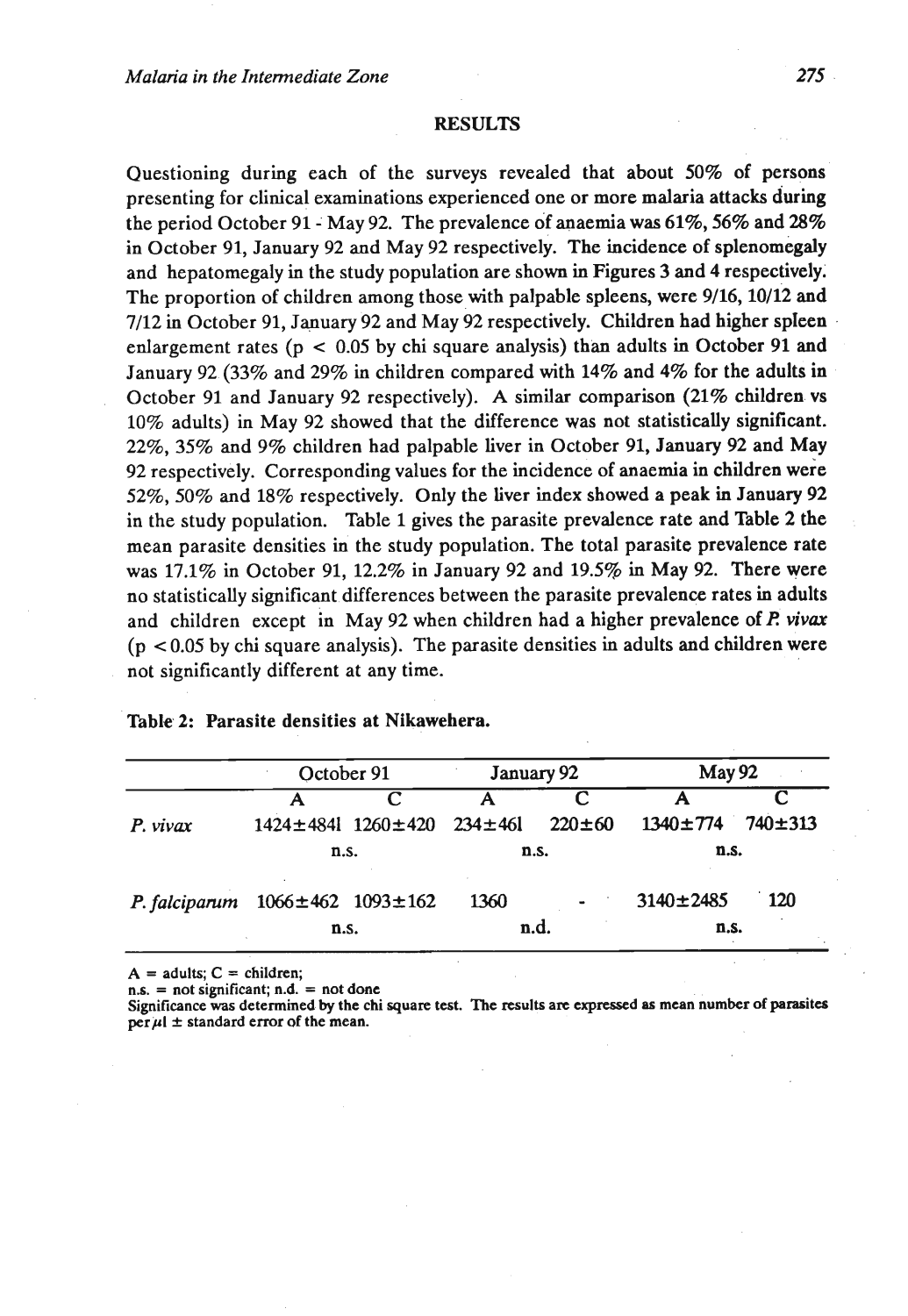## RESULTS

Questioning during each of the surveys revealed that about 50% of persons presenting for clinical examinations experienced one or more malaria attacks during the period October 91 - May 92. The prevalence of anaemia was 61%, 56% and 28% in October 91, January 92 and May 92 respectively. The incidence of splenomegaly and hepatomegaly in the study population are shown in Figures 3 and 4 respectively. The proportion of children among those with palpable spleens, were 9/16, 10/12 and 7/12 in October 91, January 92 and May 92 respectively. Children had higher spleen enlargement rates ($p < 0.05$ by chi square analysis) than adults in October 91 and January 92 (33% and 29% in children compared with 14% and 4% for the adults in October 91 and January 92 respectively). A similar comparison (21% children vs 10% adults) in May 92 showed that the difference was not statistically significant. 22%, 35% and 9% children had palpable liver in October 91, January 92 and May 92 respectively. Corresponding values for the incidence of anaemia in children were 52%, 50% and 18% respectively. Only the liver index showed a peak in January 92 in the study population. Table 1 gives the parasite prevalence rate and Table 2 the mean parasite densities in the study population. The total parasite prevalence rate was 17.1% in October 91, 12.2% in January 92 and 19.5% in May 92. There were no statistically significant differences between the parasite prevalence rates in adults and children except in May 92 when children had a higher prevalence of *P. vivax* ($p < 0.05$ by chi square analysis). The parasite densities in adults and children were not significantly different at any time.

**Table 2: Parasite densities at Nikawehera.**

| | October 91 | | January 92 | | May 92 | |
|---|---|---|---|---|---|---|
| | A | C | A | C | A | C |
| *P. vivax* | 1424±4841 | 1260±420 | 234±461 | 220±60 | 1340±774 | 740±313 |
| | n.s. | | n.s. | | n.s. | |
| *P. falciparum* | 1066±462 | 1093±162 | 1360 | - | 3140±2485 | 120 |
| | n.s. | | n.d. | | n.s. | |

A = adults; C = children;
n.s. = not significant; n.d. = not done
Significance was determined by the chi square test. The results are expressed as mean number of parasites per $\mu$l ± standard error of the mean.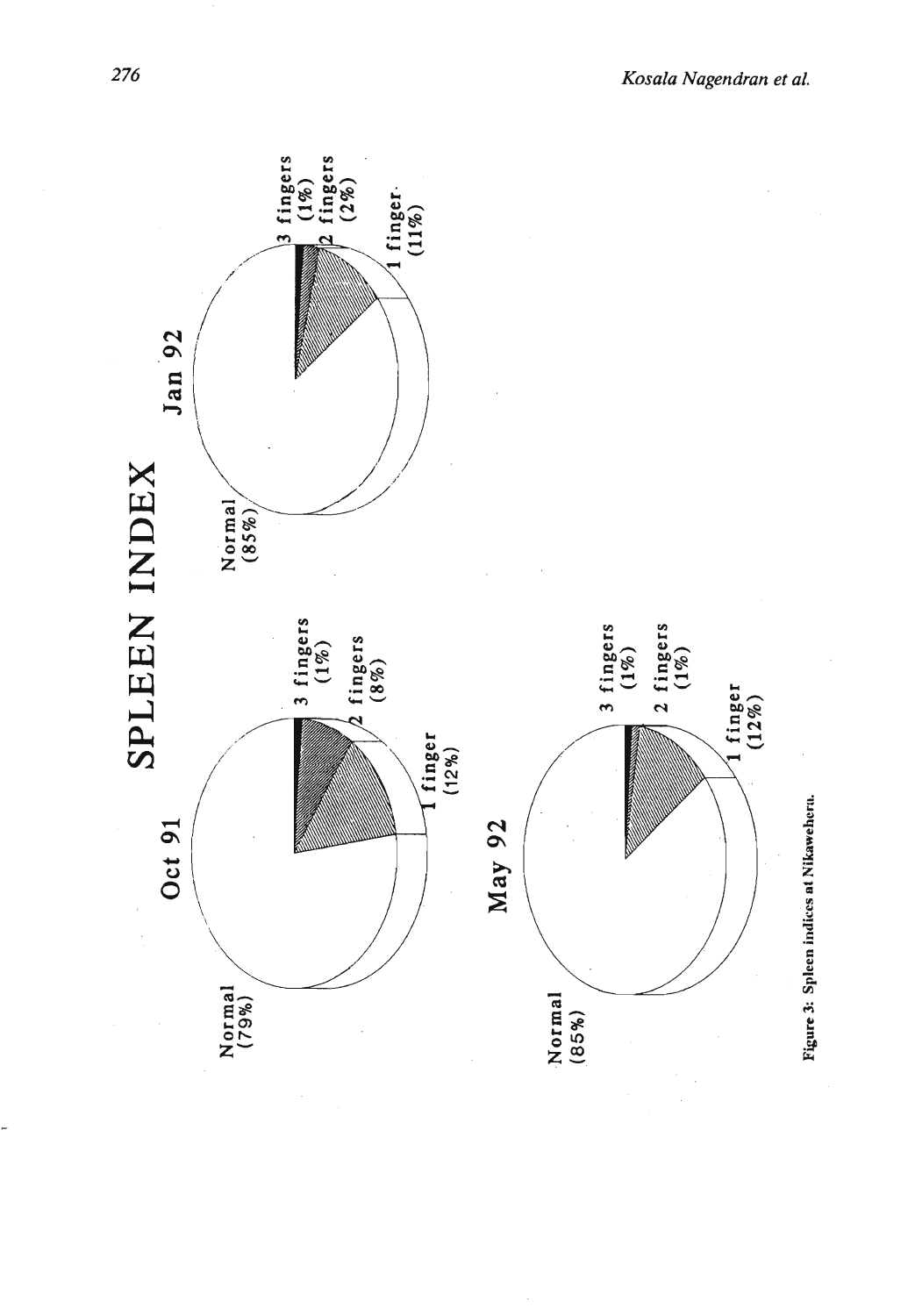# SPLEEN INDEX

**Oct 91**

- Normal (79%)
- 1 finger (12%)
- 2 fingers (8%)
- 3 fingers (1%)

**Jan 92**

- Normal (85%)
- 1 finger (11%)
- 2 fingers (2%)
- 3 fingers (1%)

**May 92**

- Normal (85%)
- 1 finger (12%)
- 2 fingers (1%)
- 3 fingers (1%)

Figure 3: Spleen indices at Nikaweheru.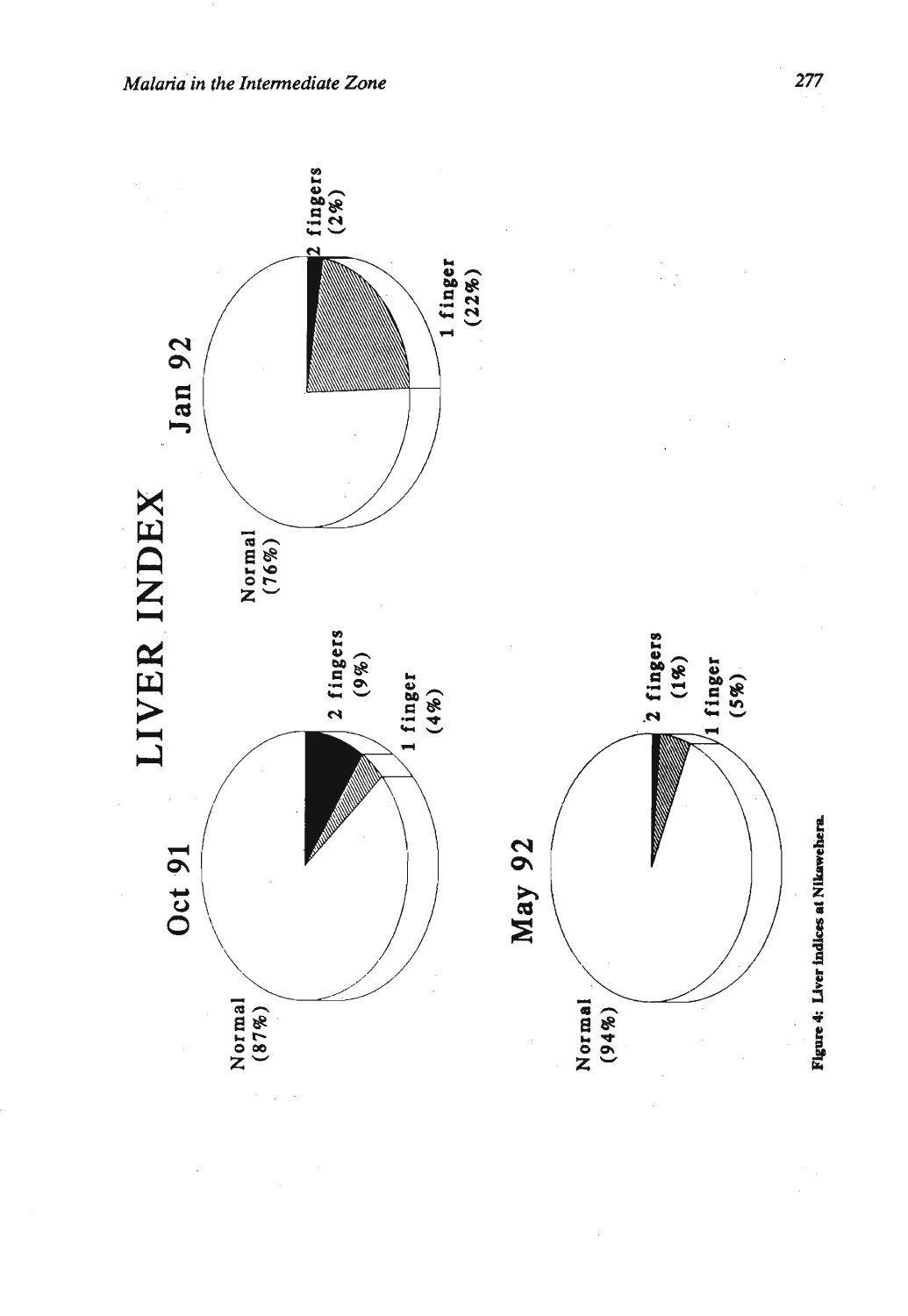# LIVER INDEX

**Oct 91**

Normal (87%)

2 fingers (9%)

1 finger (4%)

**Jan 92**

Normal (76%)

2 fingers (2%)

1 finger (22%)

**May 92**

Normal (94%)

2 fingers (1%)

1 finger (5%)

**Figure 4: Liver Indices at Nikawehera.**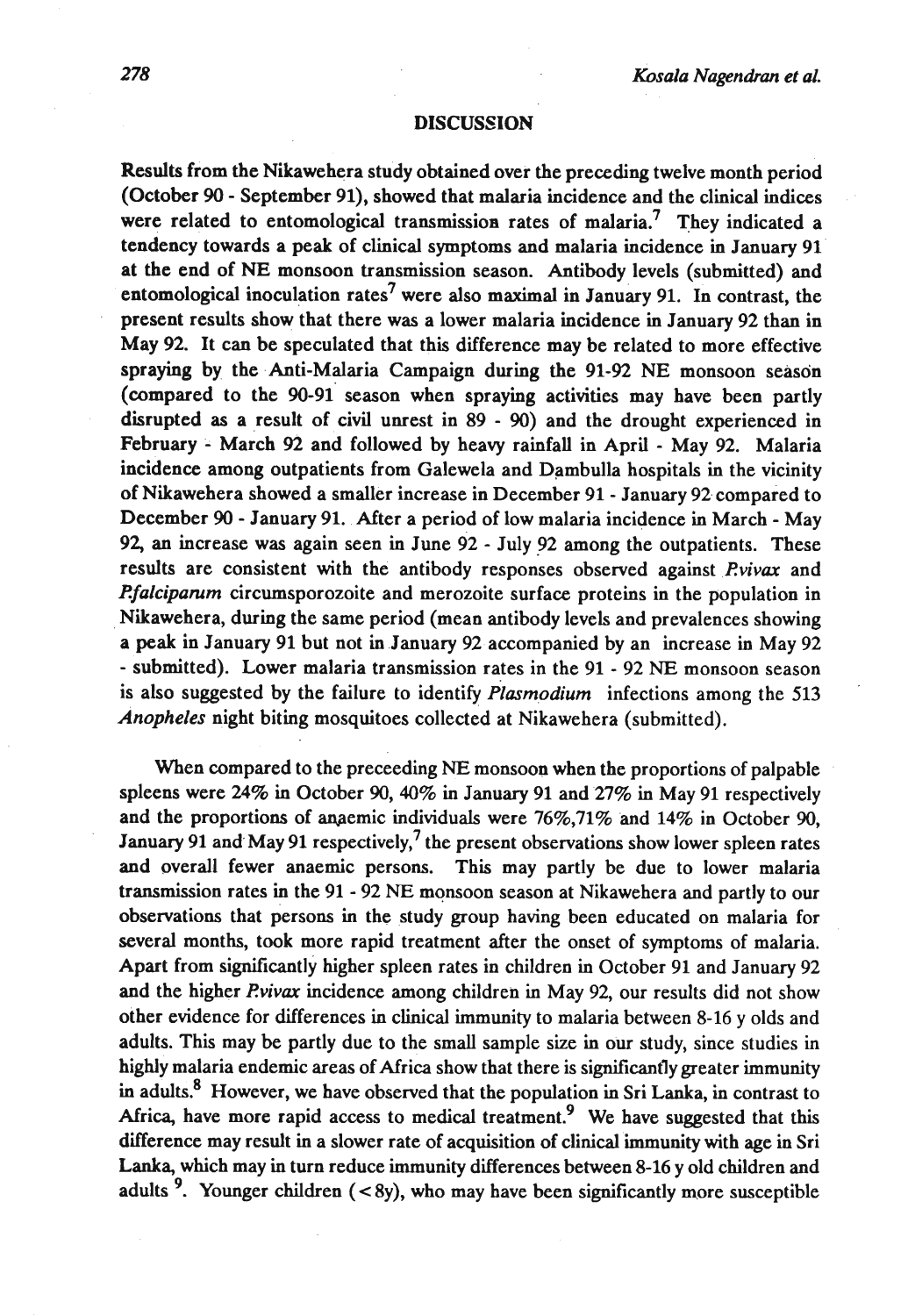## DISCUSSION

Results from the Nikawehera study obtained over the preceding twelve month period (October 90 - September 91), showed that malaria incidence and the clinical indices were related to entomological transmission rates of malaria.[7] They indicated a tendency towards a peak of clinical symptoms and malaria incidence in January 91 at the end of NE monsoon transmission season. Antibody levels (submitted) and entomological inoculation rates[7] were also maximal in January 91. In contrast, the present results show that there was a lower malaria incidence in January 92 than in May 92. It can be speculated that this difference may be related to more effective spraying by the Anti-Malaria Campaign during the 91-92 NE monsoon season (compared to the 90-91 season when spraying activities may have been partly disrupted as a result of civil unrest in 89 - 90) and the drought experienced in February - March 92 and followed by heavy rainfall in April - May 92. Malaria incidence among outpatients from Galewela and Dambulla hospitals in the vicinity of Nikawehera showed a smaller increase in December 91 - January 92 compared to December 90 - January 91. After a period of low malaria incidence in March - May 92, an increase was again seen in June 92 - July 92 among the outpatients. These results are consistent with the antibody responses observed against *P.vivax* and *P.falciparum* circumsporozoite and merozoite surface proteins in the population in Nikawehera, during the same period (mean antibody levels and prevalences showing a peak in January 91 but not in January 92 accompanied by an increase in May 92 - submitted). Lower malaria transmission rates in the 91 - 92 NE monsoon season is also suggested by the failure to identify *Plasmodium* infections among the 513 *Anopheles* night biting mosquitoes collected at Nikawehera (submitted).

When compared to the preceeding NE monsoon when the proportions of palpable spleens were 24% in October 90, 40% in January 91 and 27% in May 91 respectively and the proportions of anaemic individuals were 76%,71% and 14% in October 90, January 91 and May 91 respectively,[7] the present observations show lower spleen rates and overall fewer anaemic persons. This may partly be due to lower malaria transmission rates in the 91 - 92 NE monsoon season at Nikawehera and partly to our observations that persons in the study group having been educated on malaria for several months, took more rapid treatment after the onset of symptoms of malaria. Apart from significantly higher spleen rates in children in October 91 and January 92 and the higher *P.vivax* incidence among children in May 92, our results did not show other evidence for differences in clinical immunity to malaria between 8-16 y olds and adults. This may be partly due to the small sample size in our study, since studies in highly malaria endemic areas of Africa show that there is significantly greater immunity in adults.[8] However, we have observed that the population in Sri Lanka, in contrast to Africa, have more rapid access to medical treatment.[9] We have suggested that this difference may result in a slower rate of acquisition of clinical immunity with age in Sri Lanka, which may in turn reduce immunity differences between 8-16 y old children and adults [9]. Younger children (< 8y), who may have been significantly more susceptible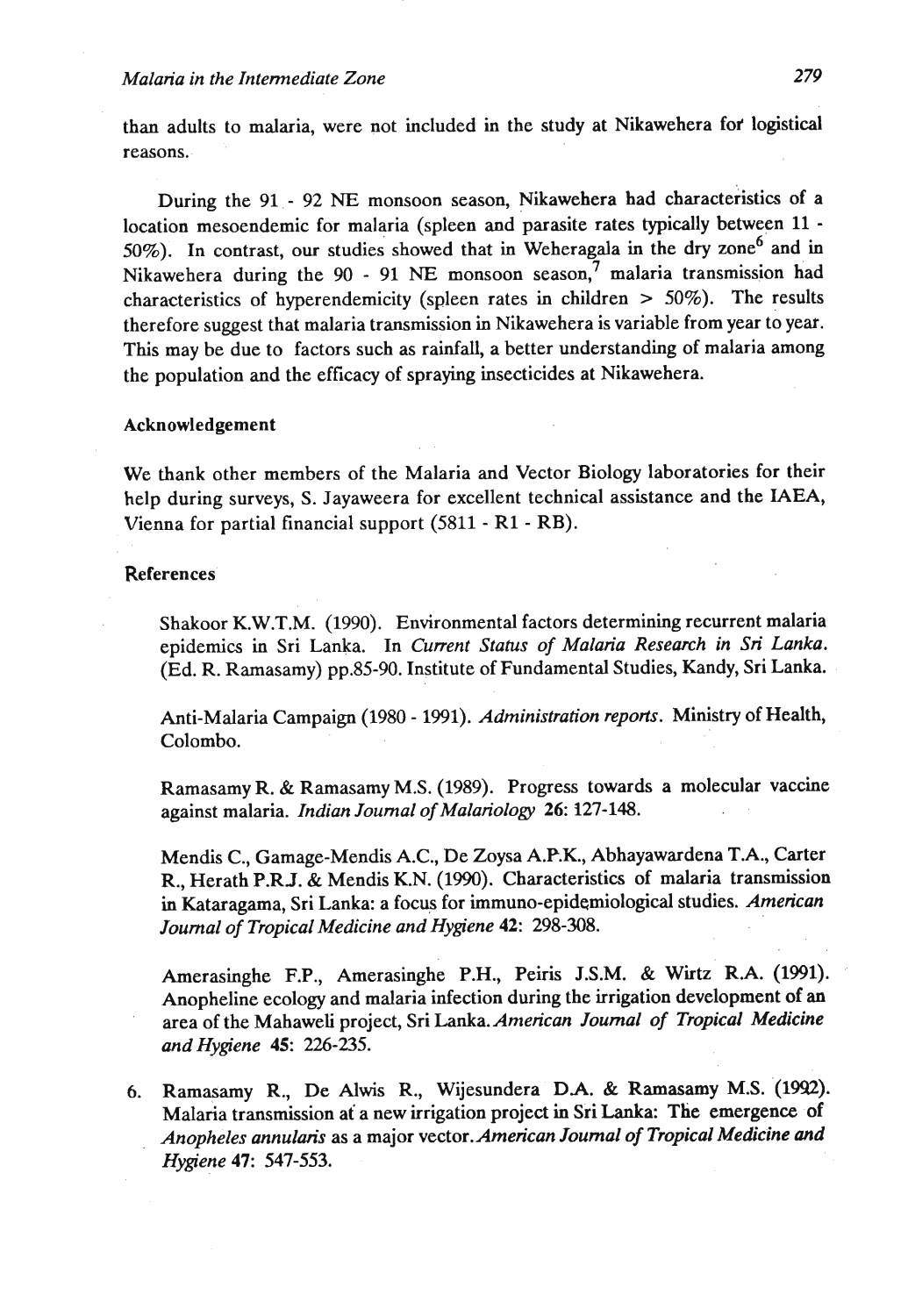than adults to malaria, were not included in the study at Nikawehera for logistical reasons.

During the 91 - 92 NE monsoon season, Nikawehera had characteristics of a location mesoendemic for malaria (spleen and parasite rates typically between 11 - 50%). In contrast, our studies showed that in Weheragala in the dry zone[6] and in Nikawehera during the 90 - 91 NE monsoon season,[7] malaria transmission had characteristics of hyperendemicity (spleen rates in children > 50%). The results therefore suggest that malaria transmission in Nikawehera is variable from year to year. This may be due to factors such as rainfall, a better understanding of malaria among the population and the efficacy of spraying insecticides at Nikawehera.

### Acknowledgement

We thank other members of the Malaria and Vector Biology laboratories for their help during surveys, S. Jayaweera for excellent technical assistance and the IAEA, Vienna for partial financial support (5811 - R1 - RB).

### References

Shakoor K.W.T.M. (1990). Environmental factors determining recurrent malaria epidemics in Sri Lanka. In *Current Status of Malaria Research in Sri Lanka.* (Ed. R. Ramasamy) pp.85-90. Institute of Fundamental Studies, Kandy, Sri Lanka.

Anti-Malaria Campaign (1980 - 1991). *Administration reports.* Ministry of Health, Colombo.

Ramasamy R. & Ramasamy M.S. (1989). Progress towards a molecular vaccine against malaria. *Indian Journal of Malariology* **26**: 127-148.

Mendis C., Gamage-Mendis A.C., De Zoysa A.P.K., Abhayawardena T.A., Carter R., Herath P.R.J. & Mendis K.N. (1990). Characteristics of malaria transmission in Kataragama, Sri Lanka: a focus for immuno-epidemiological studies. *American Journal of Tropical Medicine and Hygiene* **42**: 298-308.

Amerasinghe F.P., Amerasinghe P.H., Peiris J.S.M. & Wirtz R.A. (1991). Anopheline ecology and malaria infection during the irrigation development of an area of the Mahaweli project, Sri Lanka. *American Journal of Tropical Medicine and Hygiene* **45**: 226-235.

6. Ramasamy R., De Alwis R., Wijesundera D.A. & Ramasamy M.S. (1992). Malaria transmission at a new irrigation project in Sri Lanka: The emergence of *Anopheles annularis* as a major vector. *American Journal of Tropical Medicine and Hygiene* **47**: 547-553.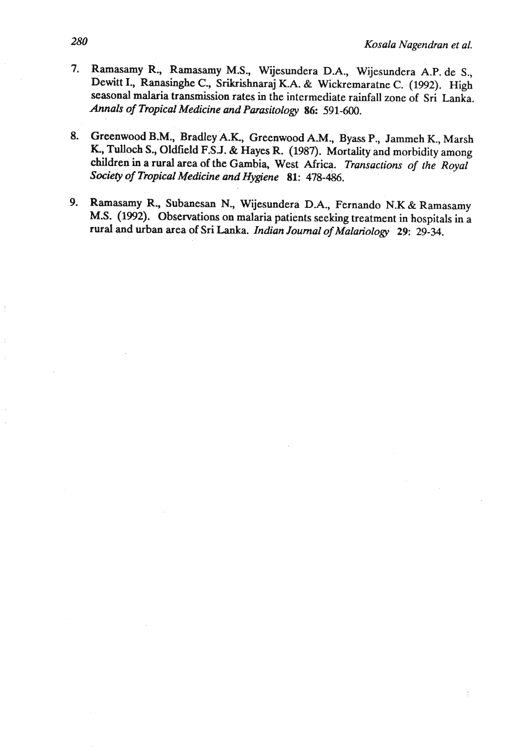7. Ramasamy R., Ramasamy M.S., Wijesundera D.A., Wijesundera A.P. de S., Dewitt I., Ranasinghe C., Srikrishnaraj K.A. & Wickremaratne C. (1992). High seasonal malaria transmission rates in the intermediate rainfall zone of Sri Lanka. *Annals of Tropical Medicine and Parasitology* **86**: 591-600.

8. Greenwood B.M., Bradley A.K., Greenwood A.M., Byass P., Jammeh K., Marsh K., Tulloch S., Oldfield F.S.J. & Hayes R. (1987). Mortality and morbidity among children in a rural area of the Gambia, West Africa. *Transactions of the Royal Society of Tropical Medicine and Hygiene* **81**: 478-486.

9. Ramasamy R., Subanesan N., Wijesundera D.A., Fernando N.K & Ramasamy M.S. (1992). Observations on malaria patients seeking treatment in hospitals in a rural and urban area of Sri Lanka. *Indian Journal of Malariology* **29**: 29-34.